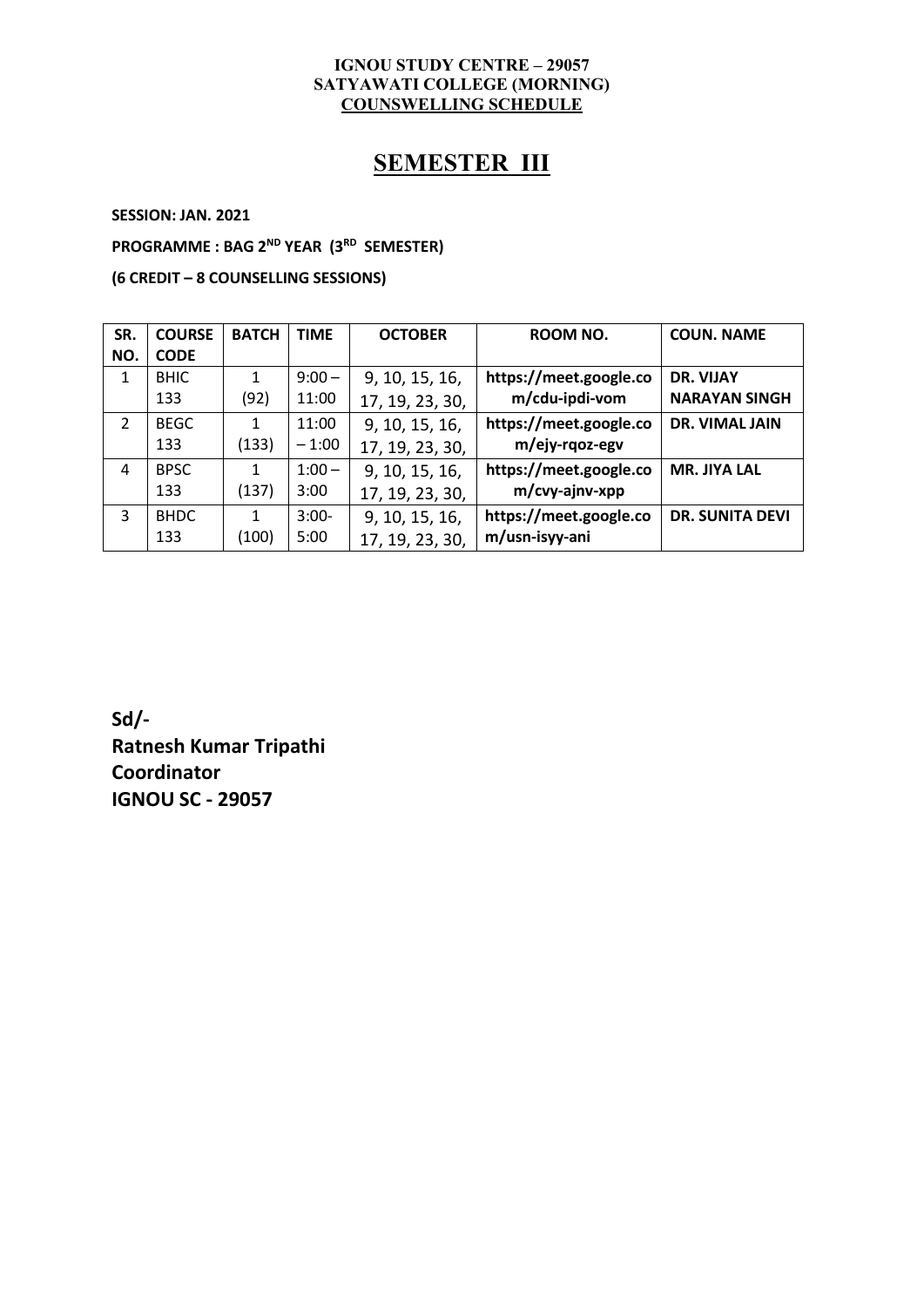**IGNOU STUDY CENTRE – 29057**
**SATYAWATI COLLEGE (MORNING)**
**COUNSWELLING SCHEDULE**

# SEMESTER III

**SESSION: JAN. 2021**

**PROGRAMME : BAG 2ND YEAR (3RD SEMESTER)**

**(6 CREDIT – 8 COUNSELLING SESSIONS)**

| SR. NO. | COURSE CODE | BATCH | TIME | OCTOBER | ROOM NO. | COUN. NAME |
|---|---|---|---|---|---|---|
| 1 | BHIC 133 | 1 (92) | 9:00 – 11:00 | 9, 10, 15, 16, 17, 19, 23, 30, | **https://meet.google.com/cdu-ipdi-vom** | **DR. VIJAY NARAYAN SINGH** |
| 2 | BEGC 133 | 1 (133) | 11:00 – 1:00 | 9, 10, 15, 16, 17, 19, 23, 30, | **https://meet.google.com/ejy-rqoz-egv** | **DR. VIMAL JAIN** |
| 4 | BPSC 133 | 1 (137) | 1:00 – 3:00 | 9, 10, 15, 16, 17, 19, 23, 30, | **https://meet.google.com/cvy-ajnv-xpp** | **MR. JIYA LAL** |
| 3 | BHDC 133 | 1 (100) | 3:00- 5:00 | 9, 10, 15, 16, 17, 19, 23, 30, | **https://meet.google.com/usn-isyy-ani** | **DR. SUNITA DEVI** |

**Sd/-**
**Ratnesh Kumar Tripathi**
**Coordinator**
**IGNOU SC - 29057**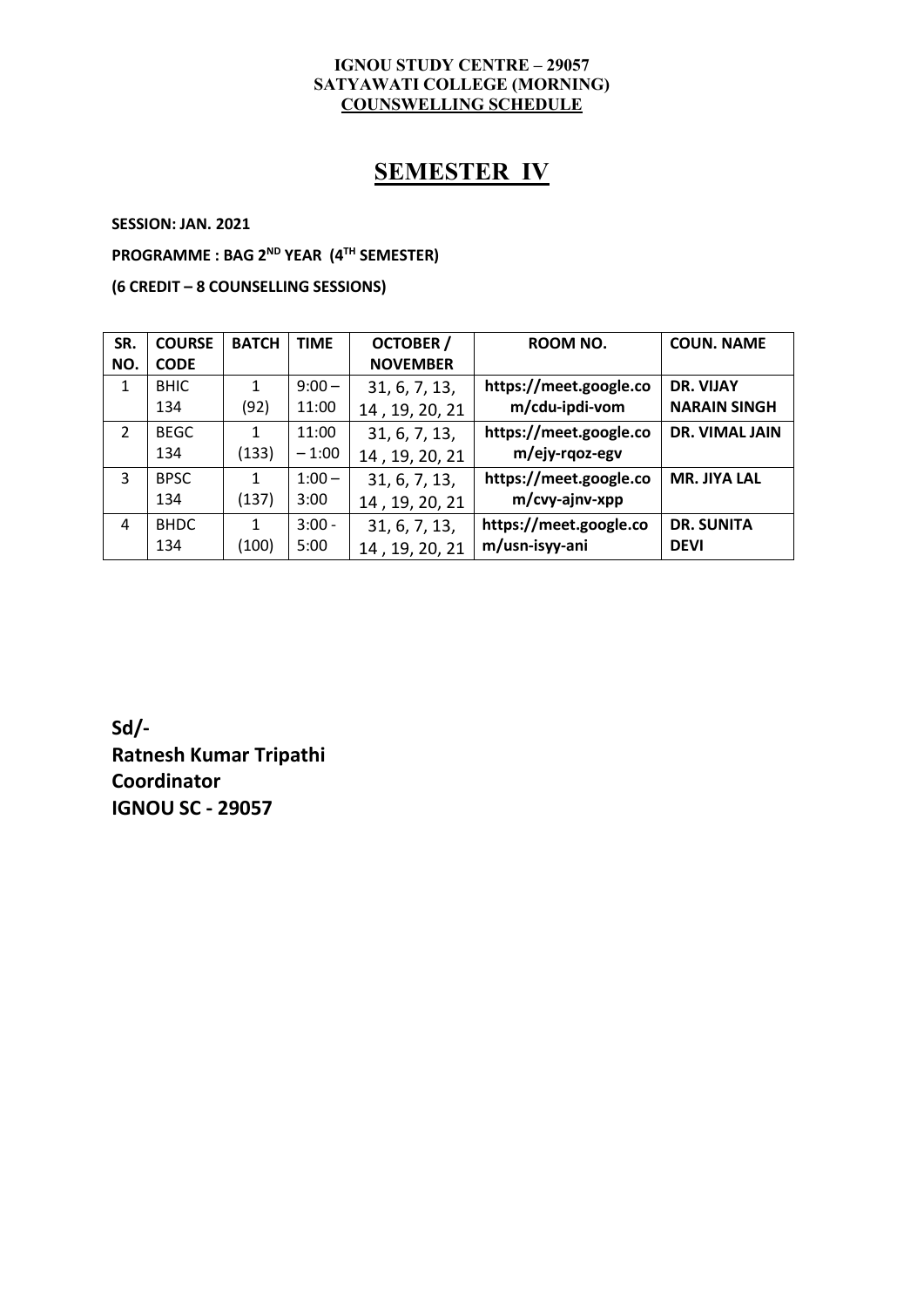**IGNOU STUDY CENTRE – 29057**
**SATYAWATI COLLEGE (MORNING)**
**COUNSWELLING SCHEDULE**

# SEMESTER IV

**SESSION: JAN. 2021**

**PROGRAMME : BAG 2ND YEAR (4TH SEMESTER)**

**(6 CREDIT – 8 COUNSELLING SESSIONS)**

| SR. NO. | COURSE CODE | BATCH | TIME | OCTOBER / NOVEMBER | ROOM NO. | COUN. NAME |
|---|---|---|---|---|---|---|
| 1 | BHIC 134 | 1 (92) | 9:00 – 11:00 | 31, 6, 7, 13, 14 , 19, 20, 21 | **https://meet.google.com/cdu-ipdi-vom** | **DR. VIJAY NARAIN SINGH** |
| 2 | BEGC 134 | 1 (133) | 11:00 – 1:00 | 31, 6, 7, 13, 14 , 19, 20, 21 | **https://meet.google.com/ejy-rqoz-egv** | **DR. VIMAL JAIN** |
| 3 | BPSC 134 | 1 (137) | 1:00 – 3:00 | 31, 6, 7, 13, 14 , 19, 20, 21 | **https://meet.google.com/cvy-ajnv-xpp** | **MR. JIYA LAL** |
| 4 | BHDC 134 | 1 (100) | 3:00 - 5:00 | 31, 6, 7, 13, 14 , 19, 20, 21 | **https://meet.google.com/usn-isyy-ani** | **DR. SUNITA DEVI** |

**Sd/-**
**Ratnesh Kumar Tripathi**
**Coordinator**
**IGNOU SC - 29057**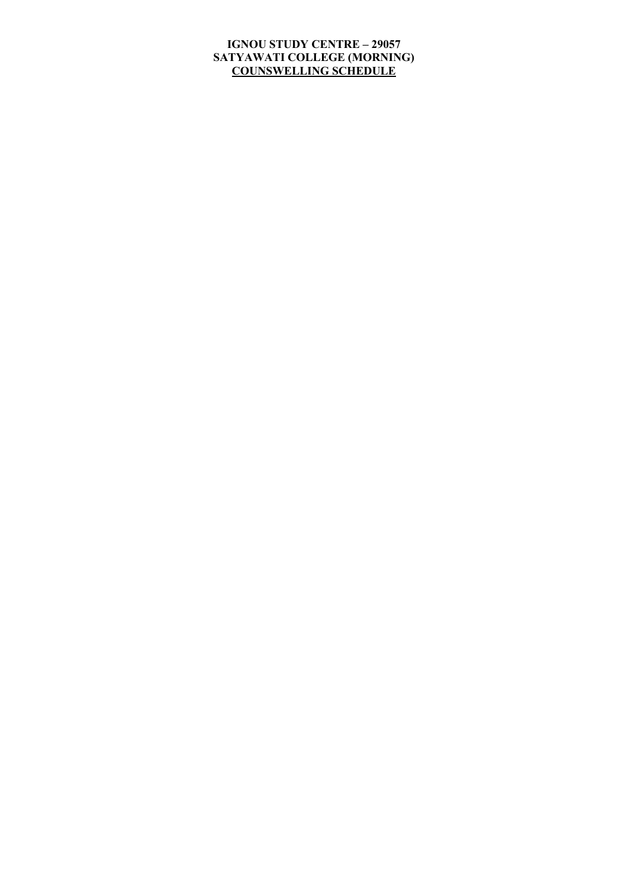**IGNOU STUDY CENTRE – 29057**
**SATYAWATI COLLEGE (MORNING)**
**COUNSWELLING SCHEDULE**